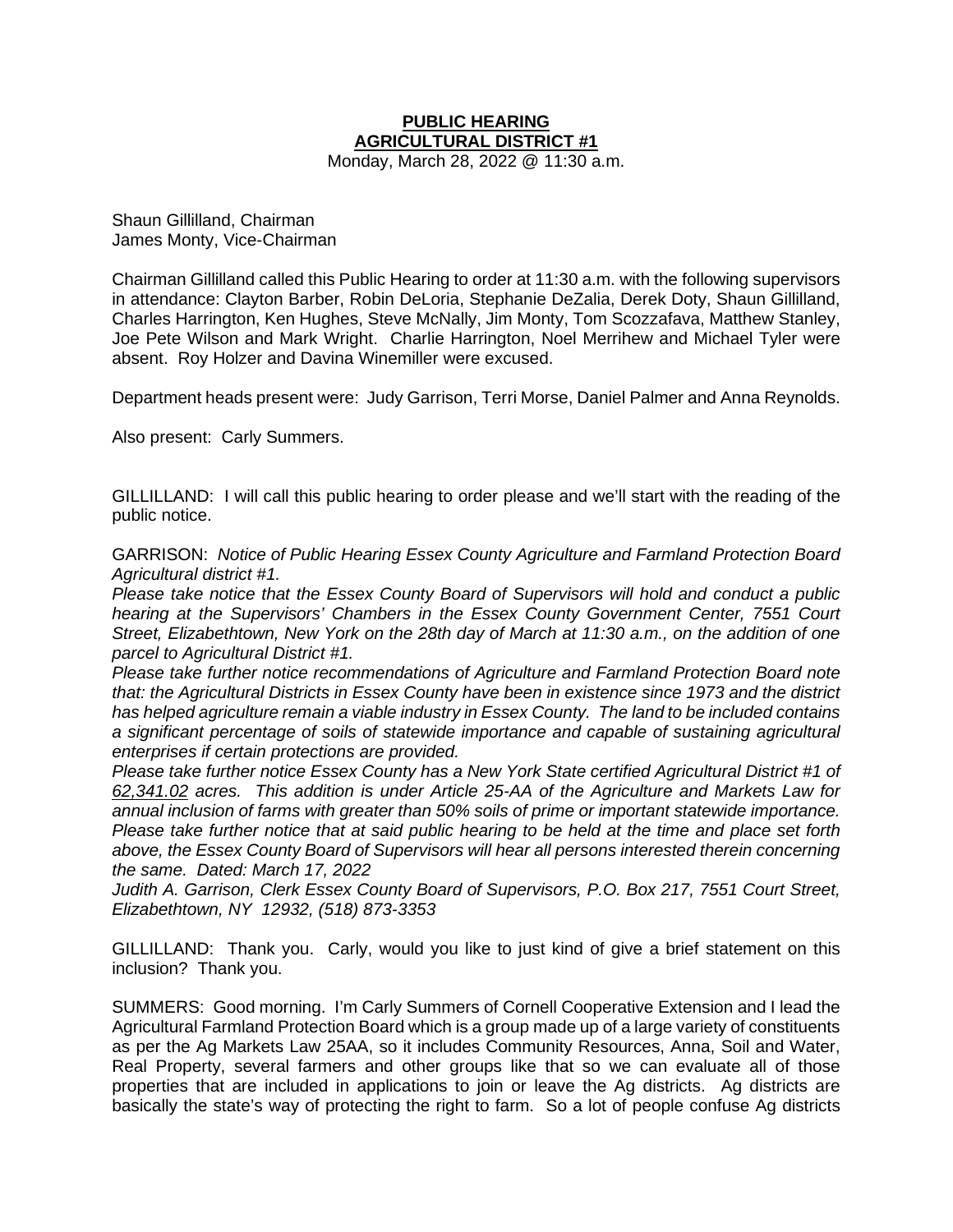**PUBLIC HEARING**
**AGRICULTURAL DISTRICT #1**
Monday, March 28, 2022 @ 11:30 a.m.

Shaun Gillilland, Chairman
James Monty, Vice-Chairman

Chairman Gillilland called this Public Hearing to order at 11:30 a.m. with the following supervisors in attendance: Clayton Barber, Robin DeLoria, Stephanie DeZalia, Derek Doty, Shaun Gillilland, Charles Harrington, Ken Hughes, Steve McNally, Jim Monty, Tom Scozzafava, Matthew Stanley, Joe Pete Wilson and Mark Wright. Charlie Harrington, Noel Merrihew and Michael Tyler were absent. Roy Holzer and Davina Winemiller were excused.

Department heads present were: Judy Garrison, Terri Morse, Daniel Palmer and Anna Reynolds.

Also present: Carly Summers.

GILLILLAND: I will call this public hearing to order please and we'll start with the reading of the public notice.

GARRISON: *Notice of Public Hearing Essex County Agriculture and Farmland Protection Board Agricultural district #1.*
*Please take notice that the Essex County Board of Supervisors will hold and conduct a public hearing at the Supervisors' Chambers in the Essex County Government Center, 7551 Court Street, Elizabethtown, New York on the 28th day of March at 11:30 a.m., on the addition of one parcel to Agricultural District #1.*
*Please take further notice recommendations of Agriculture and Farmland Protection Board note that: the Agricultural Districts in Essex County have been in existence since 1973 and the district has helped agriculture remain a viable industry in Essex County. The land to be included contains a significant percentage of soils of statewide importance and capable of sustaining agricultural enterprises if certain protections are provided.*
*Please take further notice Essex County has a New York State certified Agricultural District #1 of 62,341.02 acres. This addition is under Article 25-AA of the Agriculture and Markets Law for annual inclusion of farms with greater than 50% soils of prime or important statewide importance. Please take further notice that at said public hearing to be held at the time and place set forth above, the Essex County Board of Supervisors will hear all persons interested therein concerning the same. Dated: March 17, 2022*
*Judith A. Garrison, Clerk Essex County Board of Supervisors, P.O. Box 217, 7551 Court Street, Elizabethtown, NY 12932, (518) 873-3353*

GILLILLAND: Thank you. Carly, would you like to just kind of give a brief statement on this inclusion? Thank you.

SUMMERS: Good morning. I'm Carly Summers of Cornell Cooperative Extension and I lead the Agricultural Farmland Protection Board which is a group made up of a large variety of constituents as per the Ag Markets Law 25AA, so it includes Community Resources, Anna, Soil and Water, Real Property, several farmers and other groups like that so we can evaluate all of those properties that are included in applications to join or leave the Ag districts. Ag districts are basically the state's way of protecting the right to farm. So a lot of people confuse Ag districts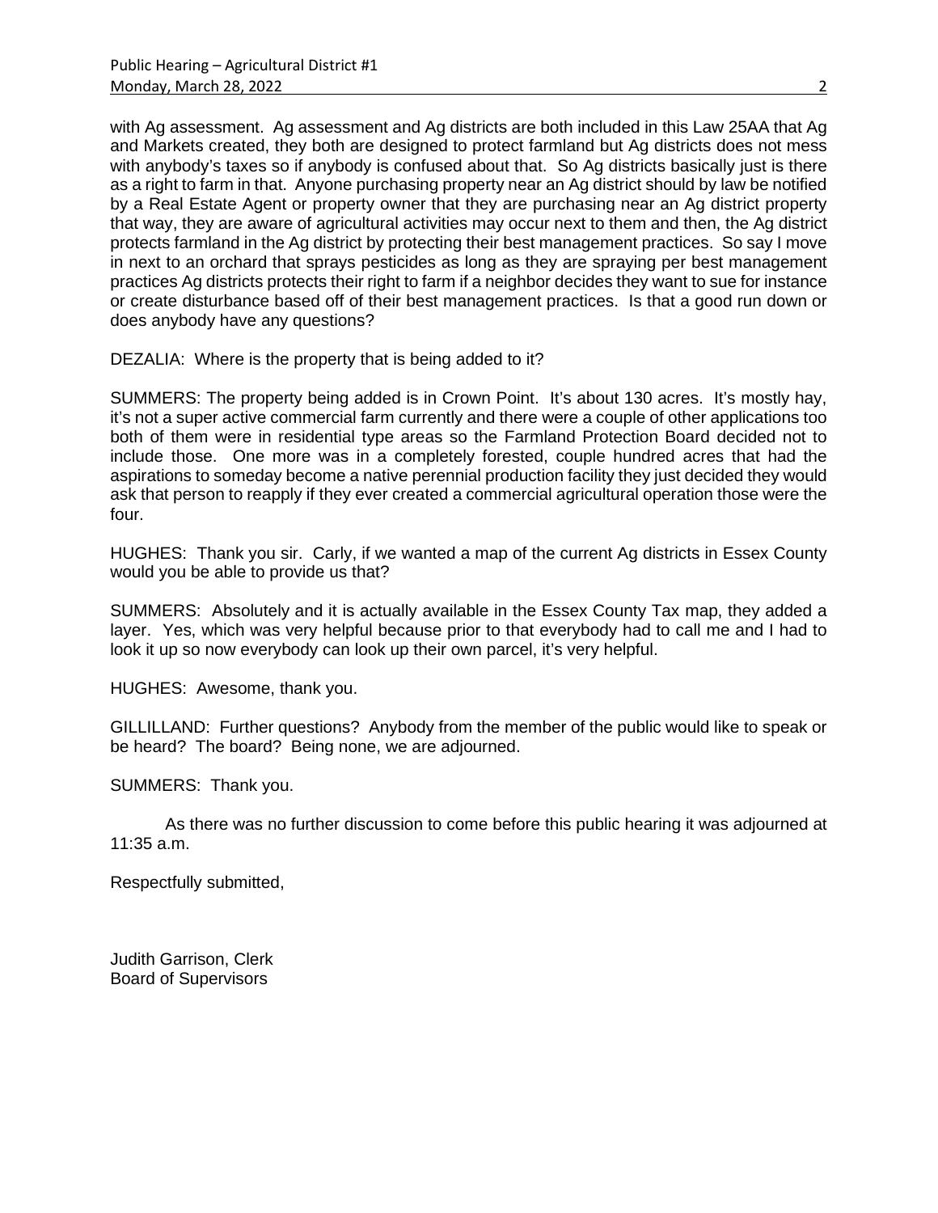with Ag assessment. Ag assessment and Ag districts are both included in this Law 25AA that Ag and Markets created, they both are designed to protect farmland but Ag districts does not mess with anybody's taxes so if anybody is confused about that. So Ag districts basically just is there as a right to farm in that. Anyone purchasing property near an Ag district should by law be notified by a Real Estate Agent or property owner that they are purchasing near an Ag district property that way, they are aware of agricultural activities may occur next to them and then, the Ag district protects farmland in the Ag district by protecting their best management practices. So say I move in next to an orchard that sprays pesticides as long as they are spraying per best management practices Ag districts protects their right to farm if a neighbor decides they want to sue for instance or create disturbance based off of their best management practices. Is that a good run down or does anybody have any questions?

DEZALIA: Where is the property that is being added to it?

SUMMERS: The property being added is in Crown Point. It's about 130 acres. It's mostly hay, it's not a super active commercial farm currently and there were a couple of other applications too both of them were in residential type areas so the Farmland Protection Board decided not to include those. One more was in a completely forested, couple hundred acres that had the aspirations to someday become a native perennial production facility they just decided they would ask that person to reapply if they ever created a commercial agricultural operation those were the four.

HUGHES: Thank you sir. Carly, if we wanted a map of the current Ag districts in Essex County would you be able to provide us that?

SUMMERS: Absolutely and it is actually available in the Essex County Tax map, they added a layer. Yes, which was very helpful because prior to that everybody had to call me and I had to look it up so now everybody can look up their own parcel, it's very helpful.

HUGHES: Awesome, thank you.

GILLILLAND: Further questions? Anybody from the member of the public would like to speak or be heard? The board? Being none, we are adjourned.

SUMMERS: Thank you.

As there was no further discussion to come before this public hearing it was adjourned at 11:35 a.m.

Respectfully submitted,

Judith Garrison, Clerk
Board of Supervisors